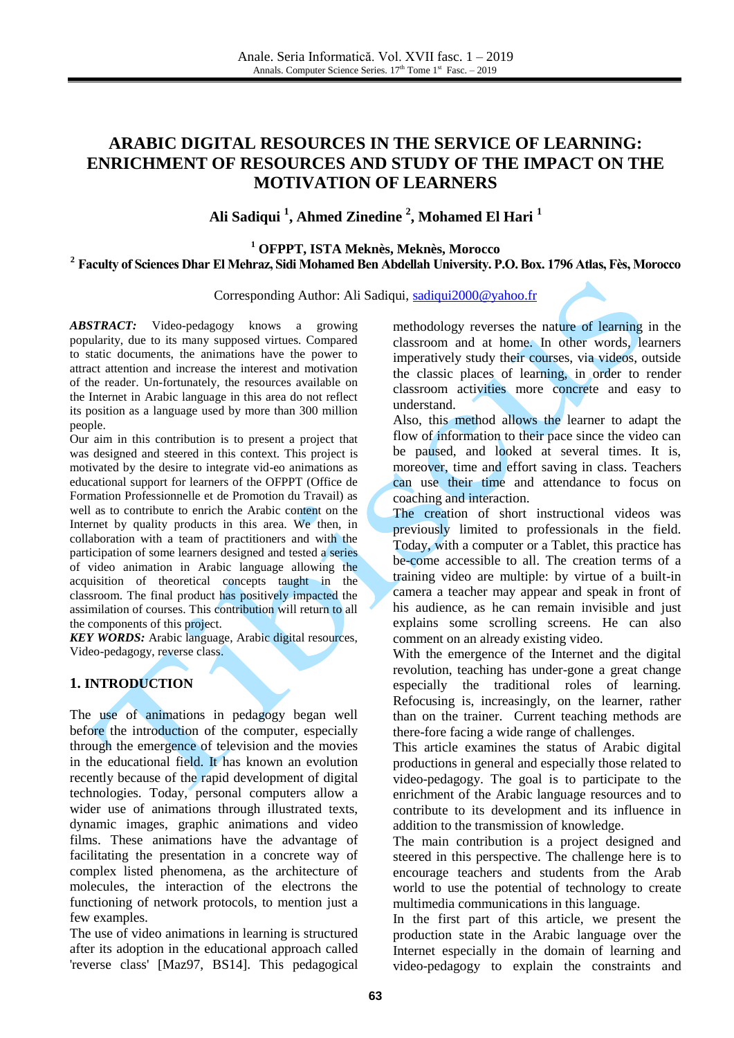# ARABIC DIGITAL RESOURCES IN THE SERVICE OF LEARNING: ENRICHMENT OF RESOURCES AND STUDY OF THE IMPACT ON THE MOTIVATION OF LEARNERS

**Ali Sadiqui [1], Ahmed Zinedine [2], Mohamed El Hari [1]**

**[1] OFPPT, ISTA Meknès, Meknès, Morocco**
**[2] Faculty of Sciences Dhar El Mehraz, Sidi Mohamed Ben Abdellah University. P.O. Box. 1796 Atlas, Fès, Morocco**

Corresponding Author: Ali Sadiqui, sadiqui2000@yahoo.fr

***ABSTRACT:*** Video-pedagogy knows a growing popularity, due to its many supposed virtues. Compared to static documents, the animations have the power to attract attention and increase the interest and motivation of the reader. Un-fortunately, the resources available on the Internet in Arabic language in this area do not reflect its position as a language used by more than 300 million people.

Our aim in this contribution is to present a project that was designed and steered in this context. This project is motivated by the desire to integrate vid-eo animations as educational support for learners of the OFPPT (Office de Formation Professionnelle et de Promotion du Travail) as well as to contribute to enrich the Arabic content on the Internet by quality products in this area. We then, in collaboration with a team of practitioners and with the participation of some learners designed and tested a series of video animation in Arabic language allowing the acquisition of theoretical concepts taught in the classroom. The final product has positively impacted the assimilation of courses. This contribution will return to all the components of this project.

***KEY WORDS:*** Arabic language, Arabic digital resources, Video-pedagogy, reverse class.

## 1. INTRODUCTION

The use of animations in pedagogy began well before the introduction of the computer, especially through the emergence of television and the movies in the educational field. It has known an evolution recently because of the rapid development of digital technologies. Today, personal computers allow a wider use of animations through illustrated texts, dynamic images, graphic animations and video films. These animations have the advantage of facilitating the presentation in a concrete way of complex listed phenomena, as the architecture of molecules, the interaction of the electrons the functioning of network protocols, to mention just a few examples.

The use of video animations in learning is structured after its adoption in the educational approach called 'reverse class' [Maz97, BS14]. This pedagogical methodology reverses the nature of learning in the classroom and at home. In other words, learners imperatively study their courses, via videos, outside the classic places of learning, in order to render classroom activities more concrete and easy to understand.

Also, this method allows the learner to adapt the flow of information to their pace since the video can be paused, and looked at several times. It is, moreover, time and effort saving in class. Teachers can use their time and attendance to focus on coaching and interaction.

The creation of short instructional videos was previously limited to professionals in the field. Today, with a computer or a Tablet, this practice has be-come accessible to all. The creation terms of a training video are multiple: by virtue of a built-in camera a teacher may appear and speak in front of his audience, as he can remain invisible and just explains some scrolling screens. He can also comment on an already existing video.

With the emergence of the Internet and the digital revolution, teaching has under-gone a great change especially the traditional roles of learning. Refocusing is, increasingly, on the learner, rather than on the trainer. Current teaching methods are there-fore facing a wide range of challenges.

This article examines the status of Arabic digital productions in general and especially those related to video-pedagogy. The goal is to participate to the enrichment of the Arabic language resources and to contribute to its development and its influence in addition to the transmission of knowledge.

The main contribution is a project designed and steered in this perspective. The challenge here is to encourage teachers and students from the Arab world to use the potential of technology to create multimedia communications in this language.

In the first part of this article, we present the production state in the Arabic language over the Internet especially in the domain of learning and video-pedagogy to explain the constraints and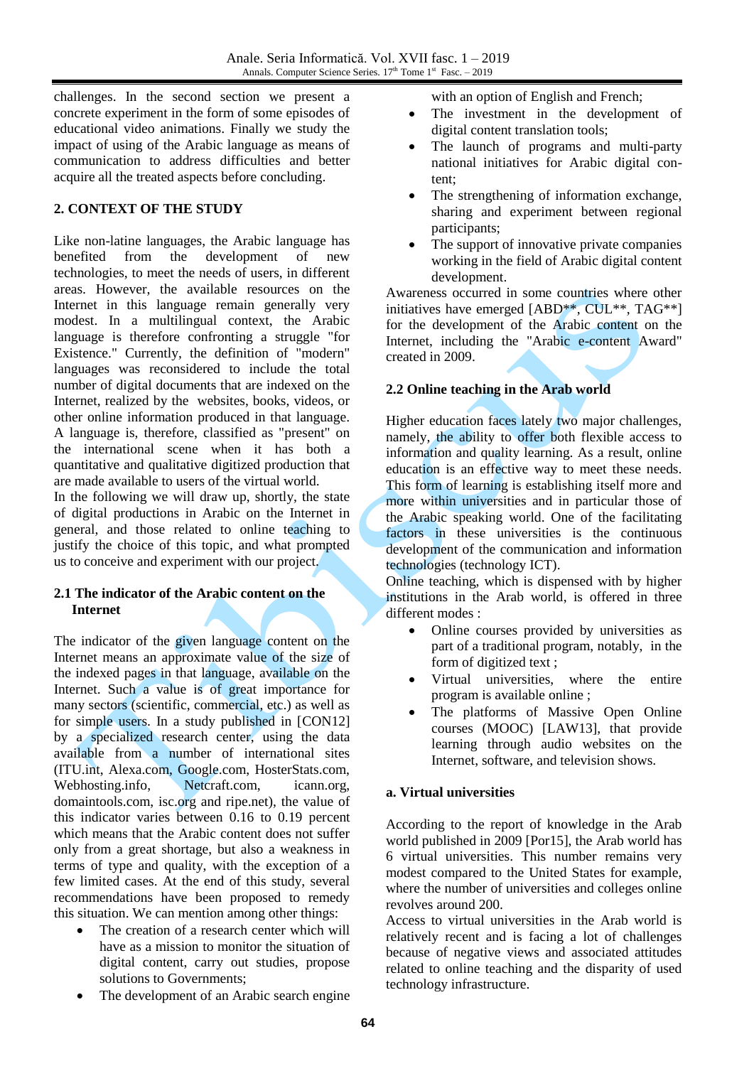challenges. In the second section we present a concrete experiment in the form of some episodes of educational video animations. Finally we study the impact of using of the Arabic language as means of communication to address difficulties and better acquire all the treated aspects before concluding.

## 2. CONTEXT OF THE STUDY

Like non-latine languages, the Arabic language has benefited from the development of new technologies, to meet the needs of users, in different areas. However, the available resources on the Internet in this language remain generally very modest. In a multilingual context, the Arabic language is therefore confronting a struggle "for Existence." Currently, the definition of "modern" languages was reconsidered to include the total number of digital documents that are indexed on the Internet, realized by the websites, books, videos, or other online information produced in that language. A language is, therefore, classified as "present" on the international scene when it has both a quantitative and qualitative digitized production that are made available to users of the virtual world.

In the following we will draw up, shortly, the state of digital productions in Arabic on the Internet in general, and those related to online teaching to justify the choice of this topic, and what prompted us to conceive and experiment with our project.

### 2.1 The indicator of the Arabic content on the Internet

The indicator of the given language content on the Internet means an approximate value of the size of the indexed pages in that language, available on the Internet. Such a value is of great importance for many sectors (scientific, commercial, etc.) as well as for simple users. In a study published in [CON12] by a specialized research center, using the data available from a number of international sites (ITU.int, Alexa.com, Google.com, HosterStats.com, Webhosting.info, Netcraft.com, icann.org, domaintools.com, isc.org and ripe.net), the value of this indicator varies between 0.16 to 0.19 percent which means that the Arabic content does not suffer only from a great shortage, but also a weakness in terms of type and quality, with the exception of a few limited cases. At the end of this study, several recommendations have been proposed to remedy this situation. We can mention among other things:

- The creation of a research center which will have as a mission to monitor the situation of digital content, carry out studies, propose solutions to Governments;
- The development of an Arabic search engine with an option of English and French;
- The investment in the development of digital content translation tools;
- The launch of programs and multi-party national initiatives for Arabic digital content;
- The strengthening of information exchange, sharing and experiment between regional participants;
- The support of innovative private companies working in the field of Arabic digital content development.

Awareness occurred in some countries where other initiatives have emerged [ABD**, CUL**, TAG**] for the development of the Arabic content on the Internet, including the "Arabic e-content Award" created in 2009.

### 2.2 Online teaching in the Arab world

Higher education faces lately two major challenges, namely, the ability to offer both flexible access to information and quality learning. As a result, online education is an effective way to meet these needs. This form of learning is establishing itself more and more within universities and in particular those of the Arabic speaking world. One of the facilitating factors in these universities is the continuous development of the communication and information technologies (technology ICT).

Online teaching, which is dispensed with by higher institutions in the Arab world, is offered in three different modes :

- Online courses provided by universities as part of a traditional program, notably, in the form of digitized text ;
- Virtual universities, where the entire program is available online ;
- The platforms of Massive Open Online courses (MOOC) [LAW13], that provide learning through audio websites on the Internet, software, and television shows.

#### a. Virtual universities

According to the report of knowledge in the Arab world published in 2009 [Por15], the Arab world has 6 virtual universities. This number remains very modest compared to the United States for example, where the number of universities and colleges online revolves around 200.

Access to virtual universities in the Arab world is relatively recent and is facing a lot of challenges because of negative views and associated attitudes related to online teaching and the disparity of used technology infrastructure.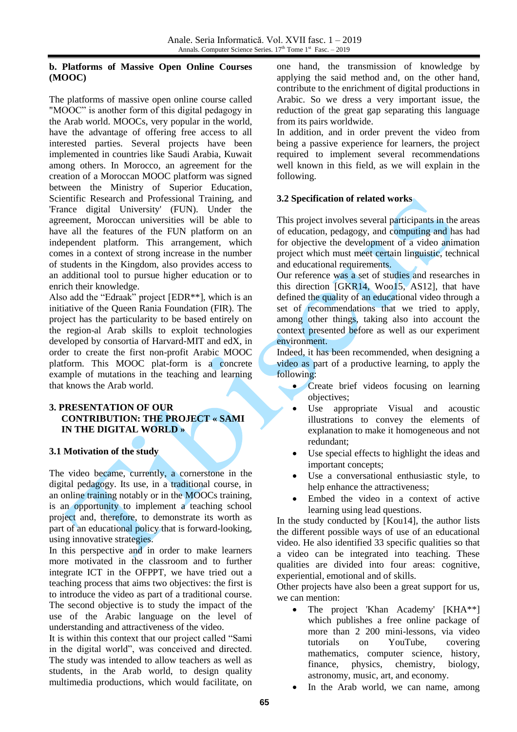### b. Platforms of Massive Open Online Courses (MOOC)

The platforms of massive open online course called "MOOC" is another form of this digital pedagogy in the Arab world. MOOCs, very popular in the world, have the advantage of offering free access to all interested parties. Several projects have been implemented in countries like Saudi Arabia, Kuwait among others. In Morocco, an agreement for the creation of a Moroccan MOOC platform was signed between the Ministry of Superior Education, Scientific Research and Professional Training, and 'France digital University' (FUN). Under the agreement, Moroccan universities will be able to have all the features of the FUN platform on an independent platform. This arrangement, which comes in a context of strong increase in the number of students in the Kingdom, also provides access to an additional tool to pursue higher education or to enrich their knowledge.

Also add the "Edraak" project [EDR**], which is an initiative of the Queen Rania Foundation (FIR). The project has the particularity to be based entirely on the region-al Arab skills to exploit technologies developed by consortia of Harvard-MIT and edX, in order to create the first non-profit Arabic MOOC platform. This MOOC plat-form is a concrete example of mutations in the teaching and learning that knows the Arab world.

## 3. PRESENTATION OF OUR CONTRIBUTION: THE PROJECT « SAMI IN THE DIGITAL WORLD »

### 3.1 Motivation of the study

The video became, currently, a cornerstone in the digital pedagogy. Its use, in a traditional course, in an online training notably or in the MOOCs training, is an opportunity to implement a teaching school project and, therefore, to demonstrate its worth as part of an educational policy that is forward-looking, using innovative strategies.

In this perspective and in order to make learners more motivated in the classroom and to further integrate ICT in the OFPPT, we have tried out a teaching process that aims two objectives: the first is to introduce the video as part of a traditional course. The second objective is to study the impact of the use of the Arabic language on the level of understanding and attractiveness of the video.

It is within this context that our project called "Sami in the digital world", was conceived and directed. The study was intended to allow teachers as well as students, in the Arab world, to design quality multimedia productions, which would facilitate, on one hand, the transmission of knowledge by applying the said method and, on the other hand, contribute to the enrichment of digital productions in Arabic. So we dress a very important issue, the reduction of the great gap separating this language from its pairs worldwide.

In addition, and in order prevent the video from being a passive experience for learners, the project required to implement several recommendations well known in this field, as we will explain in the following.

### 3.2 Specification of related works

This project involves several participants in the areas of education, pedagogy, and computing and has had for objective the development of a video animation project which must meet certain linguistic, technical and educational requirements.

Our reference was a set of studies and researches in this direction [GKR14, Woo15, AS12], that have defined the quality of an educational video through a set of recommendations that we tried to apply, among other things, taking also into account the context presented before as well as our experiment environment.

Indeed, it has been recommended, when designing a video as part of a productive learning, to apply the following:

- Create brief videos focusing on learning objectives;
- Use appropriate Visual and acoustic illustrations to convey the elements of explanation to make it homogeneous and not redundant;
- Use special effects to highlight the ideas and important concepts;
- Use a conversational enthusiastic style, to help enhance the attractiveness;
- Embed the video in a context of active learning using lead questions.

In the study conducted by [Kou14], the author lists the different possible ways of use of an educational video. He also identified 33 specific qualities so that a video can be integrated into teaching. These qualities are divided into four areas: cognitive, experiential, emotional and of skills.

Other projects have also been a great support for us, we can mention:

- The project 'Khan Academy' [KHA**] which publishes a free online package of more than 2 200 mini-lessons, via video tutorials on YouTube, covering mathematics, computer science, history, finance, physics, chemistry, biology, astronomy, music, art, and economy.
- In the Arab world, we can name, among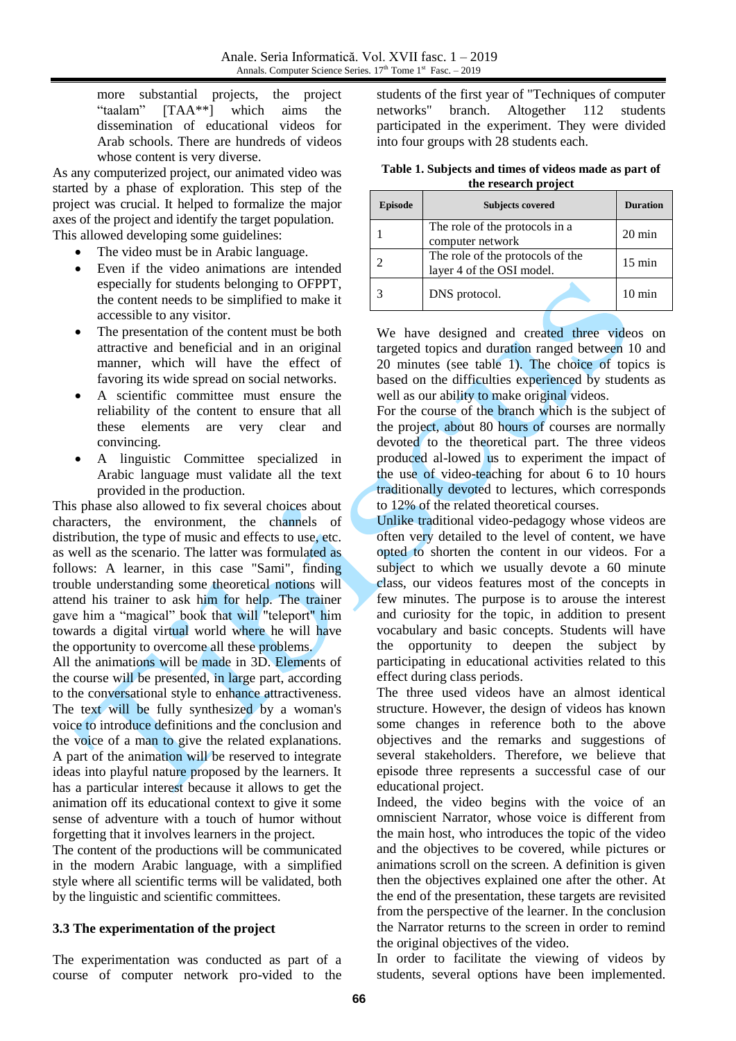more substantial projects, the project "taalam" [TAA**] which aims the dissemination of educational videos for Arab schools. There are hundreds of videos whose content is very diverse.

As any computerized project, our animated video was started by a phase of exploration. This step of the project was crucial. It helped to formalize the major axes of the project and identify the target population. This allowed developing some guidelines:

- The video must be in Arabic language.
- Even if the video animations are intended especially for students belonging to OFPPT, the content needs to be simplified to make it accessible to any visitor.
- The presentation of the content must be both attractive and beneficial and in an original manner, which will have the effect of favoring its wide spread on social networks.
- A scientific committee must ensure the reliability of the content to ensure that all these elements are very clear and convincing.
- A linguistic Committee specialized in Arabic language must validate all the text provided in the production.

This phase also allowed to fix several choices about characters, the environment, the channels of distribution, the type of music and effects to use, etc. as well as the scenario. The latter was formulated as follows: A learner, in this case "Sami", finding trouble understanding some theoretical notions will attend his trainer to ask him for help. The trainer gave him a "magical" book that will "teleport" him towards a digital virtual world where he will have the opportunity to overcome all these problems.

All the animations will be made in 3D. Elements of the course will be presented, in large part, according to the conversational style to enhance attractiveness. The text will be fully synthesized by a woman's voice to introduce definitions and the conclusion and the voice of a man to give the related explanations.

A part of the animation will be reserved to integrate ideas into playful nature proposed by the learners. It has a particular interest because it allows to get the animation off its educational context to give it some sense of adventure with a touch of humor without forgetting that it involves learners in the project.

The content of the productions will be communicated in the modern Arabic language, with a simplified style where all scientific terms will be validated, both by the linguistic and scientific committees.

### 3.3 The experimentation of the project

The experimentation was conducted as part of a course of computer network pro-vided to the students of the first year of "Techniques of computer networks" branch. Altogether 112 students participated in the experiment. They were divided into four groups with 28 students each.

**Table 1. Subjects and times of videos made as part of the research project**

| Episode | Subjects covered | Duration |
|---|---|---|
| 1 | The role of the protocols in a computer network | 20 min |
| 2 | The role of the protocols of the layer 4 of the OSI model. | 15 min |
| 3 | DNS protocol. | 10 min |

We have designed and created three videos on targeted topics and duration ranged between 10 and 20 minutes (see table 1). The choice of topics is based on the difficulties experienced by students as well as our ability to make original videos.

For the course of the branch which is the subject of the project, about 80 hours of courses are normally devoted to the theoretical part. The three videos produced al-lowed us to experiment the impact of the use of video-teaching for about 6 to 10 hours traditionally devoted to lectures, which corresponds to 12% of the related theoretical courses.

Unlike traditional video-pedagogy whose videos are often very detailed to the level of content, we have opted to shorten the content in our videos. For a subject to which we usually devote a 60 minute class, our videos features most of the concepts in few minutes. The purpose is to arouse the interest and curiosity for the topic, in addition to present vocabulary and basic concepts. Students will have the opportunity to deepen the subject by participating in educational activities related to this effect during class periods.

The three used videos have an almost identical structure. However, the design of videos has known some changes both in reference to the above objectives and the remarks and suggestions of several stakeholders. Therefore, we believe that episode three represents a successful case of our educational project.

Indeed, the video begins with the voice of an omniscient Narrator, whose voice is different from the main host, who introduces the topic of the video and the objectives to be covered, while pictures or animations scroll on the screen. A definition is given then the objectives explained one after the other. At the end of the presentation, these targets are revisited from the perspective of the learner. In the conclusion the Narrator returns to the screen in order to remind the original objectives of the video.

In order to facilitate the viewing of videos by students, several options have been implemented.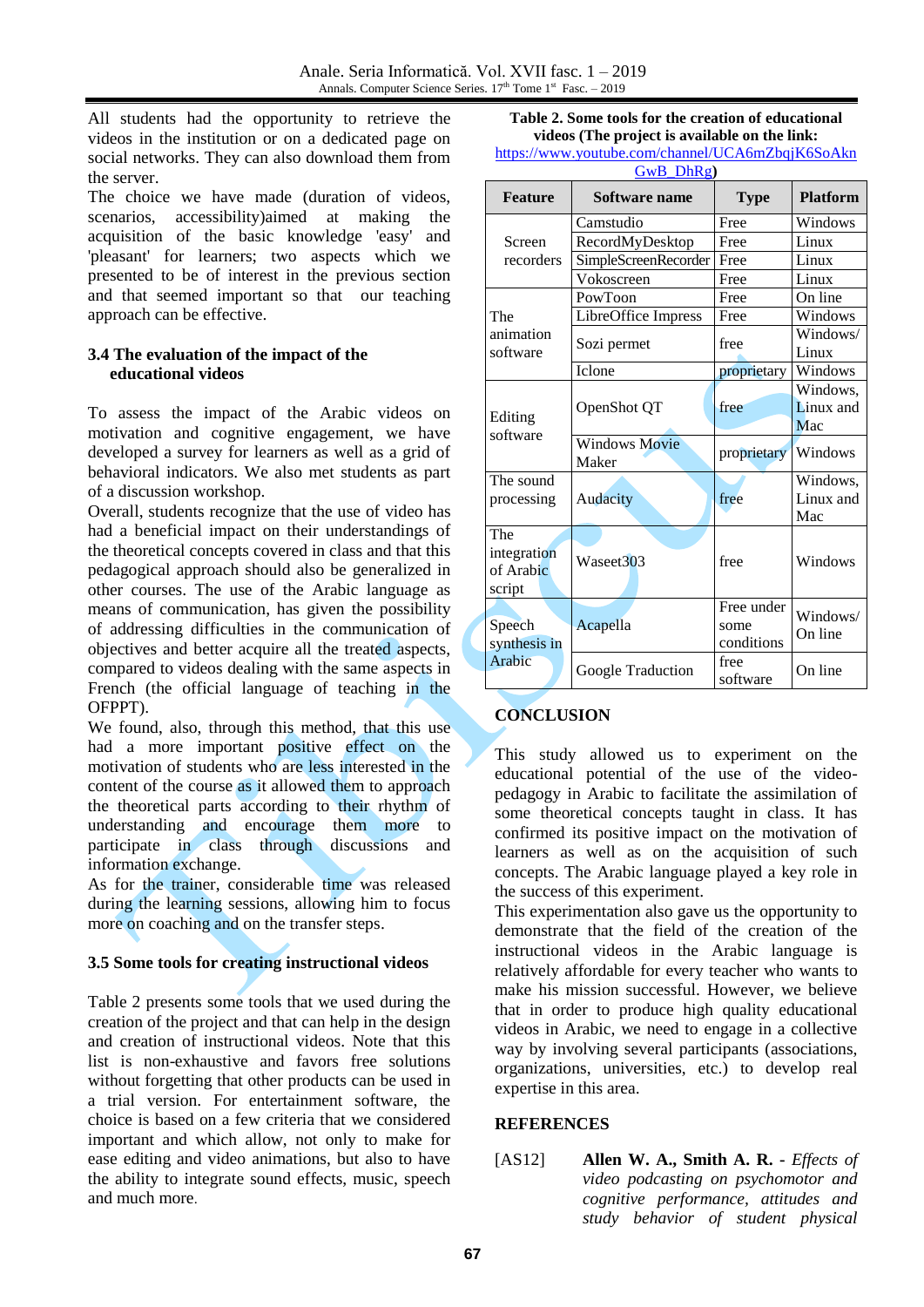All students had the opportunity to retrieve the videos in the institution or on a dedicated page on social networks. They can also download them from the server.

The choice we have made (duration of videos, scenarios, accessibility)aimed at making the acquisition of the basic knowledge 'easy' and 'pleasant' for learners; two aspects which we presented to be of interest in the previous section and that seemed important so that our teaching approach can be effective.

### 3.4 The evaluation of the impact of the educational videos

To assess the impact of the Arabic videos on motivation and cognitive engagement, we have developed a survey for learners as well as a grid of behavioral indicators. We also met students as part of a discussion workshop.

Overall, students recognize that the use of video has had a beneficial impact on their understandings of the theoretical concepts covered in class and that this pedagogical approach should also be generalized in other courses. The use of the Arabic language as means of communication, has given the possibility of addressing difficulties in the communication of objectives and better acquire all the treated aspects, compared to videos dealing with the same aspects in French (the official language of teaching in the OFPPT).

We found, also, through this method, that this use had a more important positive effect on the motivation of students who are less interested in the content of the course as it allowed them to approach the theoretical parts according to their rhythm of understanding and encourage them more to participate in class through discussions and information exchange.

As for the trainer, considerable time was released during the learning sessions, allowing him to focus more on coaching and on the transfer steps.

### 3.5 Some tools for creating instructional videos

Table 2 presents some tools that we used during the creation of the project and that can help in the design and creation of instructional videos. Note that this list is non-exhaustive and favors free solutions without forgetting that other products can be used in a trial version. For entertainment software, the choice is based on a few criteria that we considered important and which allow, not only to make for ease editing and video animations, but also to have the ability to integrate sound effects, music, speech and much more.

**Table 2. Some tools for the creation of educational videos (The project is available on the link: https://www.youtube.com/channel/UCA6mZbqjK6SoAknGwB_DhRg)**

| Feature | Software name | Type | Platform |
|---|---|---|---|
| Screen recorders | Camstudio | Free | Windows |
| | RecordMyDesktop | Free | Linux |
| | SimpleScreenRecorder | Free | Linux |
| | Vokoscreen | Free | Linux |
| The animation software | PowToon | Free | On line |
| | LibreOffice Impress | Free | Windows |
| | Sozi permet | free | Windows/ Linux |
| | Iclone | proprietary | Windows |
| Editing software | OpenShot QT | free | Windows, Linux and Mac |
| | Windows Movie Maker | proprietary | Windows |
| The sound processing | Audacity | free | Windows, Linux and Mac |
| The integration of Arabic script | Waseet303 | free | Windows |
| Speech synthesis in Arabic | Acapella | Free under some conditions | Windows/ On line |
| | Google Traduction | free software | On line |

## CONCLUSION

This study allowed us to experiment on the educational potential of the use of the video-pedagogy in Arabic to facilitate the assimilation of some theoretical concepts taught in class. It has confirmed its positive impact on the motivation of learners as well as on the acquisition of such concepts. The Arabic language played a key role in the success of this experiment.

This experimentation also gave us the opportunity to demonstrate that the field of the creation of the instructional videos in the Arabic language is relatively affordable for every teacher who wants to make his mission successful. However, we believe that in order to produce high quality educational videos in Arabic, we need to engage in a collective way by involving several participants (associations, organizations, universities, etc.) to develop real expertise in this area.

## REFERENCES

[AS12] **Allen W. A., Smith A. R.** - *Effects of video podcasting on psychomotor and cognitive performance, attitudes and study behavior of student physical*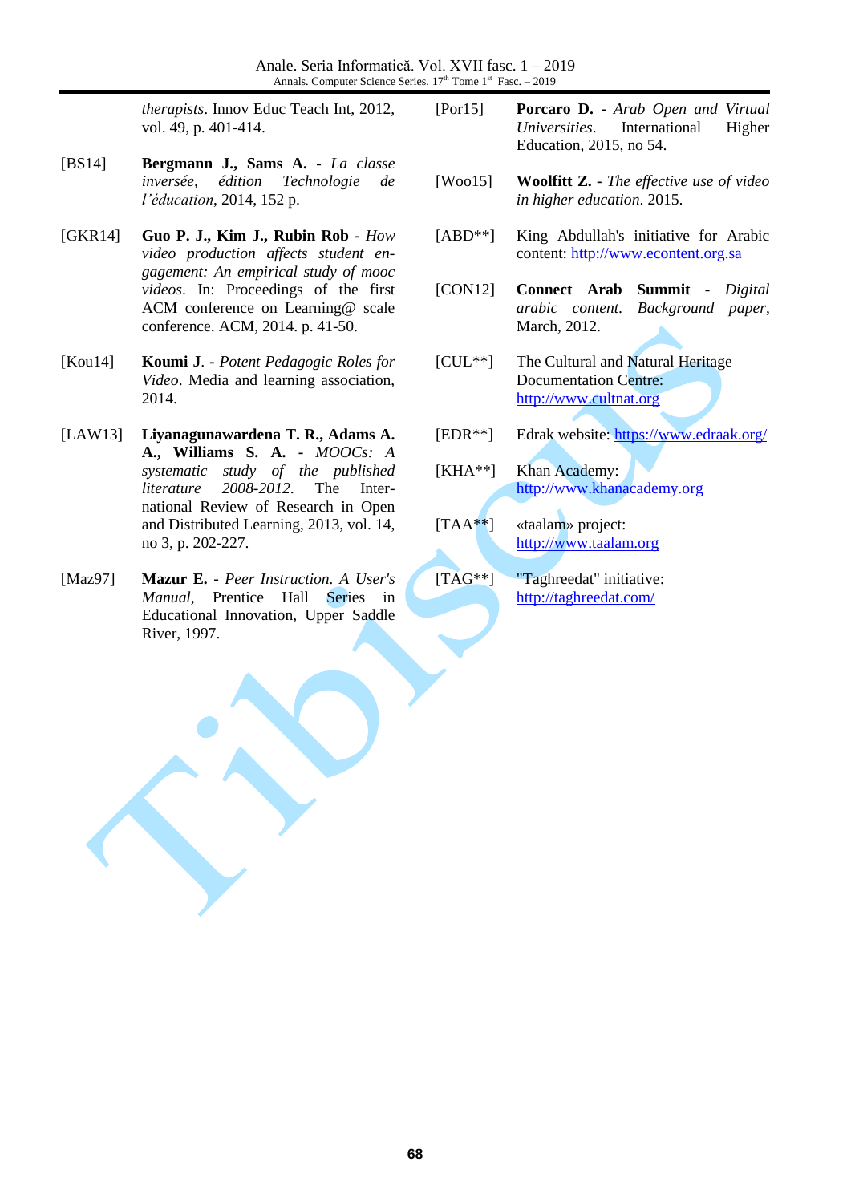*therapists*. Innov Educ Teach Int, 2012, vol. 49, p. 401-414.

[BS14] **Bergmann J., Sams A.** - *La classe inversée, édition Technologie de l'éducation*, 2014, 152 p.

[GKR14] **Guo P. J., Kim J., Rubin Rob** - *How video production affects student engagement: An empirical study of mooc videos*. In: Proceedings of the first ACM conference on Learning@ scale conference. ACM, 2014. p. 41-50.

[Kou14] **Koumi J**. - *Potent Pedagogic Roles for Video*. Media and learning association, 2014.

[LAW13] **Liyanagunawardena T. R., Adams A. A., Williams S. A.** - *MOOCs: A systematic study of the published literature 2008-2012*. The International Review of Research in Open and Distributed Learning, 2013, vol. 14, no 3, p. 202-227.

[Maz97] **Mazur E.** - *Peer Instruction. A User's Manual*, Prentice Hall Series in Educational Innovation, Upper Saddle River, 1997.

[Por15] **Porcaro D.** - *Arab Open and Virtual Universities*. International Higher Education, 2015, no 54.

[Woo15] **Woolfitt Z.** - *The effective use of video in higher education*. 2015.

[ABD**] King Abdullah's initiative for Arabic content: http://www.econtent.org.sa

[CON12] **Connect Arab Summit** - *Digital arabic content. Background paper*, March, 2012.

[CUL**] The Cultural and Natural Heritage Documentation Centre: http://www.cultnat.org

[EDR**] Edrak website: https://www.edraak.org/

[KHA**] Khan Academy: http://www.khanacademy.org

[TAA**] «taalam» project: http://www.taalam.org

[TAG**] "Taghreedat" initiative: http://taghreedat.com/